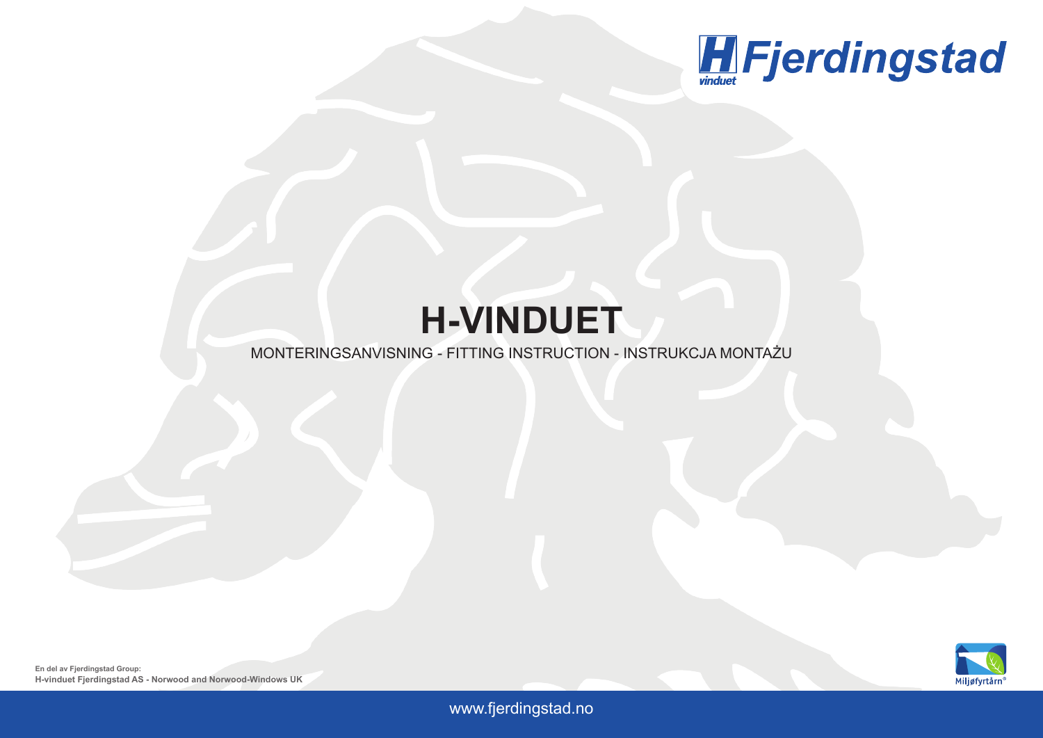H Fjerdingstad
vinduet

# H-VINDUET

MONTERINGSANVISNING - FITTING INSTRUCTION - INSTRUKCJA MONTAŻU

**En del av Fjerdingstad Group:**
**H-vinduet Fjerdingstad AS - Norwood and Norwood-Windows UK**

Miljøfyrtårn®

www.fjerdingstad.no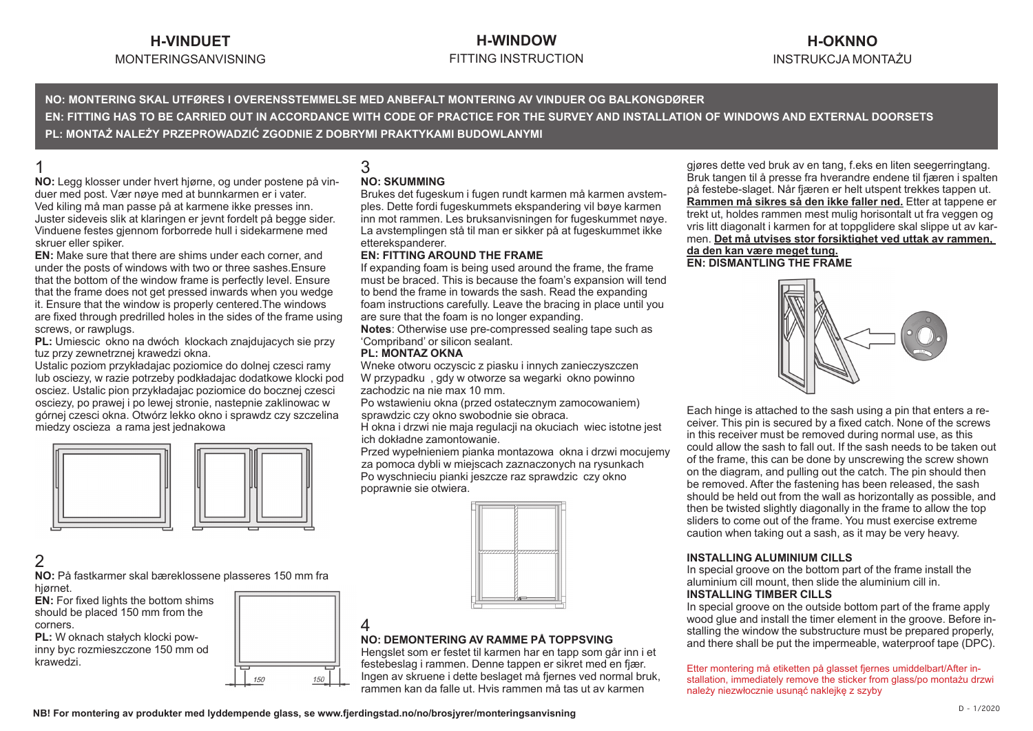# H-VINDUET

MONTERINGSANVISNING

# H-WINDOW

FITTING INSTRUCTION

# H-OKNNO

INSTRUKCJA MONTAŻU

**NO: MONTERING SKAL UTFØRES I OVERENSSTEMMELSE MED ANBEFALT MONTERING AV VINDUER OG BALKONGDØRER**
**EN: FITTING HAS TO BE CARRIED OUT IN ACCORDANCE WITH CODE OF PRACTICE FOR THE SURVEY AND INSTALLATION OF WINDOWS AND EXTERNAL DOORSETS**
**PL: MONTAŻ NALEŻY PRZEPROWADZIĆ ZGODNIE Z DOBRYMI PRAKTYKAMI BUDOWLANYMI**

## 1

**NO:** Legg klosser under hvert hjørne, og under postene på vinduer med post. Vær nøye med at bunnkarmen er i vater. Ved kiling må man passe på at karmene ikke presses inn. Juster sideveis slik at klaringen er jevnt fordelt på begge sider. Vinduene festes gjennom forborrede hull i sidekarmene med skruer eller spiker.

**EN:** Make sure that there are shims under each corner, and under the posts of windows with two or three sashes.Ensure that the bottom of the window frame is perfectly level. Ensure that the frame does not get pressed inwards when you wedge it. Ensure that the window is properly centered.The windows are fixed through predrilled holes in the sides of the frame using screws, or rawplugs.

**PL:** Umiescic okno na dwóch klockach znajdujacych sie przy tuz przy zewnetrznej krawedzi okna.
Ustalic poziom przykładajac poziomice do dolnej czesci ramy lub osciezy, w razie potrzeby podkładajac dodatkowe klocki pod osciez. Ustalic pion przykładajac poziomice do bocznej czesci osciezy, po prawej i po lewej stronie, nastepnie zaklinowac w górnej czesci okna. Otwórz lekko okno i sprawdz czy szczelina miedzy oscieza a rama jest jednakowa

## 2

**NO:** På fastkarmer skal bæreklossene plasseres 150 mm fra hjørnet.

**EN:** For fixed lights the bottom shims should be placed 150 mm from the corners.

**PL:** W oknach stałych klocki powinny byc rozmieszczone 150 mm od krawedzi.

150 150

## 3

**NO: SKUMMING**

Brukes det fugeskum i fugen rundt karmen må karmen avstemples. Dette fordi fugeskummets ekspandering vil bøye karmen inn mot rammen. Les bruksanvisningen for fugeskummet nøye. La avstemplingen stå til man er sikker på at fugeskummet ikke etterekspanderer.

**EN: FITTING AROUND THE FRAME**

If expanding foam is being used around the frame, the frame must be braced. This is because the foam's expansion will tend to bend the frame in towards the sash. Read the expanding foam instructions carefully. Leave the bracing in place until you are sure that the foam is no longer expanding.

**Notes**: Otherwise use pre-compressed sealing tape such as 'Compriband' or silicon sealant.

**PL: MONTAŻ OKNA**

Wneke otworu oczyscic z piasku i innych zanieczyszczen
W przypadku , gdy w otworze sa wegarki okno powinno zachodzic na nie max 10 mm.
Po wstawieniu okna (przed ostatecznym zamocowaniem) sprawdzic czy okno swobodnie sie obraca.
H okna i drzwi nie maja regulacji na okuciach wiec istotne jest ich dokładne zamontowanie.
Przed wypełnieniem pianka montazowa okna i drzwi mocujemy za pomoca dybli w miejscach zaznaczonych na rysunkach
Po wyschnieciu pianki jeszcze raz sprawdzic czy okno poprawnie sie otwiera.

## 4

**NO: DEMONTERING AV RAMME PÅ TOPPSVING**

Hengslet som er festet til karmen har en tapp som går inn i et festebeslag i rammen. Denne tappen er sikret med en fjær. Ingen av skruene i dette beslaget må fjernes ved normal bruk, rammen kan da falle ut. Hvis rammen må tas ut av karmen gjøres dette ved bruk av en tang, f.eks en liten seegerringtang. Bruk tangen til å presse fra hverandre endene til fjæren i spalten på festebe-slaget. Når fjæren er helt utspent trekkes tappen ut. **Rammen må sikres så den ikke faller ned.** Etter at tappene er trekt ut, holdes rammen mest mulig horisontalt ut fra veggen og vris litt diagonalt i karmen for at toppglidere skal slippe ut av karmen. **Det må utvises stor forsiktighet ved uttak av rammen, da den kan være meget tung.**

**EN: DISMANTLING THE FRAME**

Each hinge is attached to the sash using a pin that enters a receiver. This pin is secured by a fixed catch. None of the screws in this receiver must be removed during normal use, as this could allow the sash to fall out. If the sash needs to be taken out of the frame, this can be done by unscrewing the screw shown on the diagram, and pulling out the catch. The pin should then be removed. After the fastening has been released, the sash should be held out from the wall as horizontally as possible, and then be twisted slightly diagonally in the frame to allow the top sliders to come out of the frame. You must exercise extreme caution when taking out a sash, as it may be very heavy.

**INSTALLING ALUMINIUM CILLS**

In special groove on the bottom part of the frame install the aluminium cill mount, then slide the aluminium cill in.

**INSTALLING TIMBER CILLS**

In special groove on the outside bottom part of the frame apply wood glue and install the timer element in the groove. Before installing the window the substructure must be prepared properly, and there shall be put the impermeable, waterproof tape (DPC).

Etter montering må etiketten på glasset fjernes umiddelbart/After installation, immediately remove the sticker from glass/po montażu drzwi należy niezwłocznie usunąć naklejkę z szyby

**NB! For montering av produkter med lyddempende glass, se www.fjerdingstad.no/no/brosjyrer/monteringsanvisning**

D - 1/2020